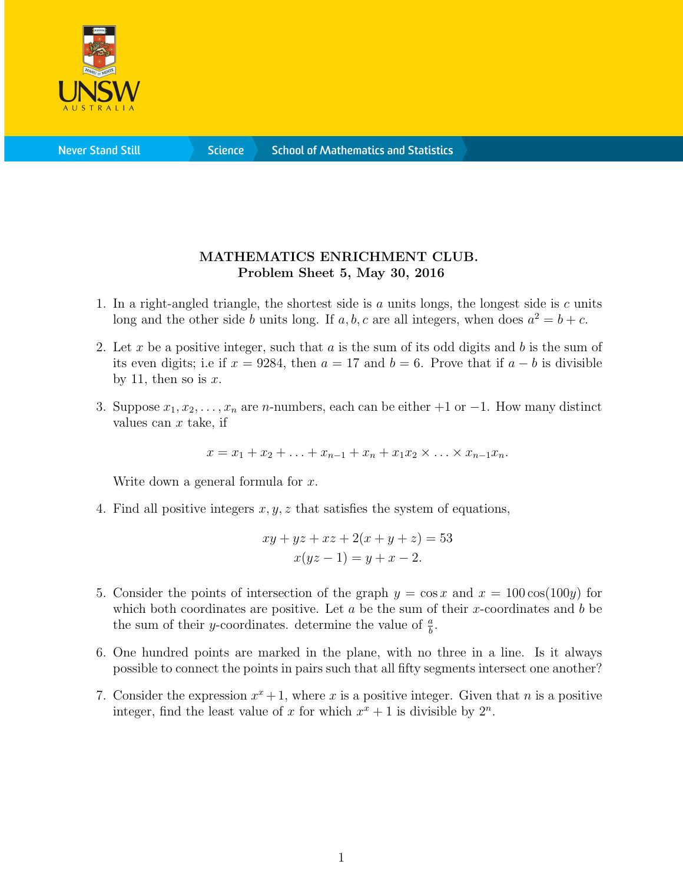**MATHEMATICS ENRICHMENT CLUB.**
**Problem Sheet 5, May 30, 2016**

1. In a right-angled triangle, the shortest side is $a$ units longs, the longest side is $c$ units long and the other side $b$ units long. If $a, b, c$ are all integers, when does $a^2 = b + c$.

2. Let $x$ be a positive integer, such that $a$ is the sum of its odd digits and $b$ is the sum of its even digits; i.e if $x = 9284$, then $a = 17$ and $b = 6$. Prove that if $a - b$ is divisible by 11, then so is $x$.

3. Suppose $x_1, x_2, \ldots, x_n$ are $n$-numbers, each can be either $+1$ or $-1$. How many distinct values can $x$ take, if

$$x = x_1 + x_2 + \ldots + x_{n-1} + x_n + x_1 x_2 \times \ldots \times x_{n-1} x_n.$$

   Write down a general formula for $x$.

4. Find all positive integers $x, y, z$ that satisfies the system of equations,

$$xy + yz + xz + 2(x + y + z) = 53$$
$$x(yz - 1) = y + x - 2.$$

5. Consider the points of intersection of the graph $y = \cos x$ and $x = 100\cos(100y)$ for which both coordinates are positive. Let $a$ be the sum of their $x$-coordinates and $b$ be the sum of their $y$-coordinates. determine the value of $\frac{a}{b}$.

6. One hundred points are marked in the plane, with no three in a line. Is it always possible to connect the points in pairs such that all fifty segments intersect one another?

7. Consider the expression $x^x + 1$, where $x$ is a positive integer. Given that $n$ is a positive integer, find the least value of $x$ for which $x^x + 1$ is divisible by $2^n$.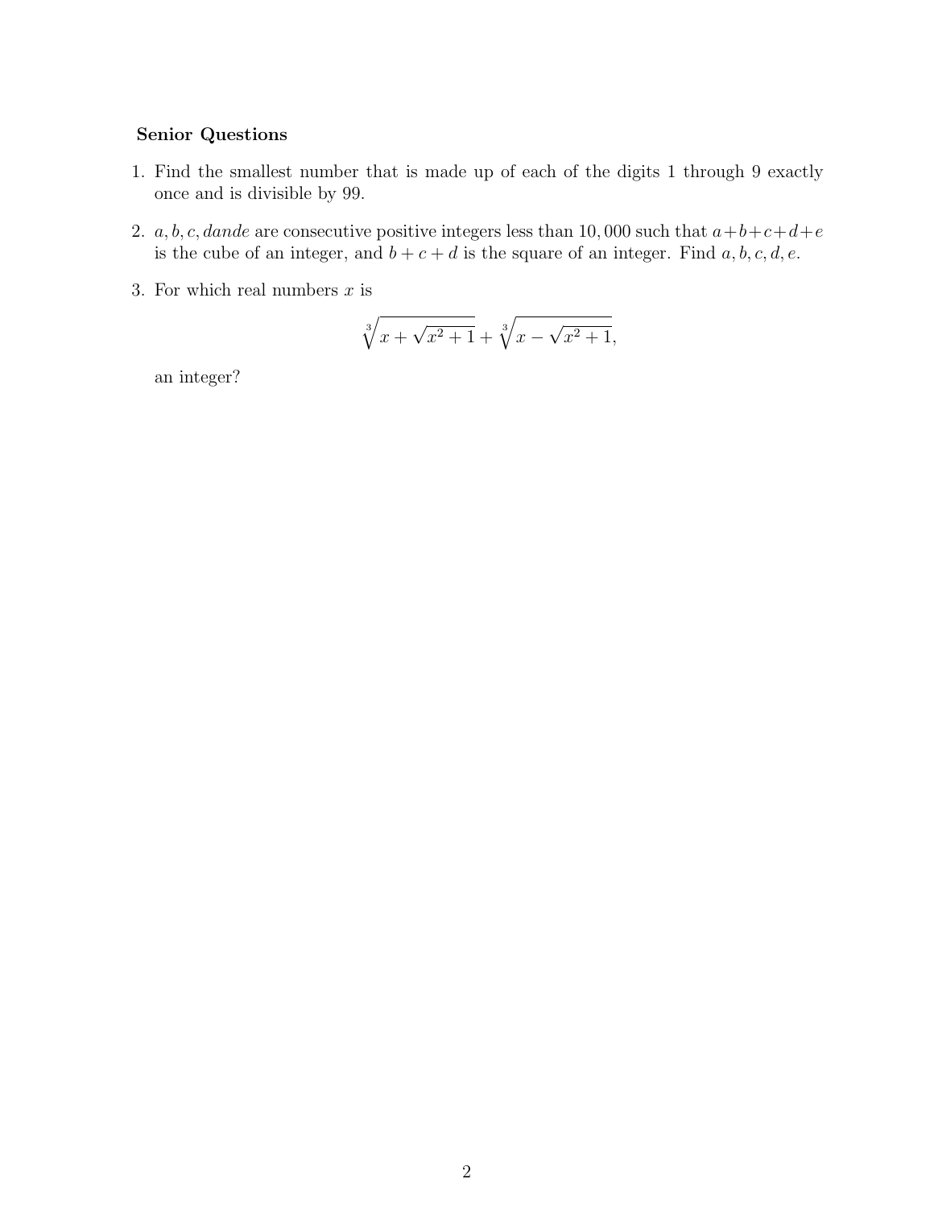**Senior Questions**

1. Find the smallest number that is made up of each of the digits 1 through 9 exactly once and is divisible by 99.

2. $a, b, c, dande$ are consecutive positive integers less than 10,000 such that $a+b+c+d+e$ is the cube of an integer, and $b+c+d$ is the square of an integer. Find $a, b, c, d, e$.

3. For which real numbers $x$ is

$$\sqrt[3]{x+\sqrt{x^2+1}}+\sqrt[3]{x-\sqrt{x^2+1}},$$

   an integer?